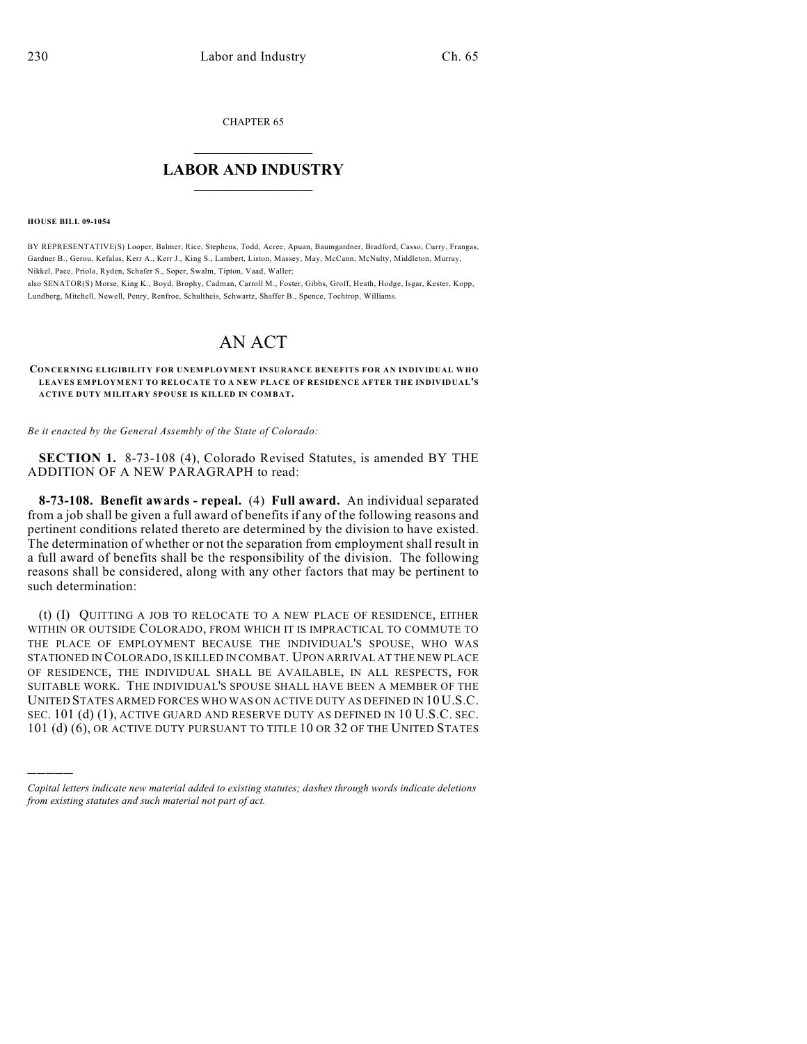CHAPTER 65

## LABOR AND INDUSTRY

**HOUSE BILL 09-1054**

BY REPRESENTATIVE(S) Looper, Balmer, Rice, Stephens, Todd, Acree, Apuan, Baumgardner, Bradford, Casso, Curry, Frangas, Gardner B., Gerou, Kefalas, Kerr A., Kerr J., King S., Lambert, Liston, Massey, May, McCann, McNulty, Middleton, Murray, Nikkel, Pace, Priola, Ryden, Schafer S., Soper, Swalm, Tipton, Vaad, Waller;
also SENATOR(S) Morse, King K., Boyd, Brophy, Cadman, Carroll M., Foster, Gibbs, Groff, Heath, Hodge, Isgar, Kester, Kopp, Lundberg, Mitchell, Newell, Penry, Renfroe, Schultheis, Schwartz, Shaffer B., Spence, Tochtrop, Williams.

# AN ACT

**CONCERNING ELIGIBILITY FOR UNEMPLOYMENT INSURANCE BENEFITS FOR AN INDIVIDUAL WHO LEAVES EMPLOYMENT TO RELOCATE TO A NEW PLACE OF RESIDENCE AFTER THE INDIVIDUAL'S ACTIVE DUTY MILITARY SPOUSE IS KILLED IN COMBAT.**

*Be it enacted by the General Assembly of the State of Colorado:*

**SECTION 1.** 8-73-108 (4), Colorado Revised Statutes, is amended BY THE ADDITION OF A NEW PARAGRAPH to read:

**8-73-108. Benefit awards - repeal.** (4) **Full award.** An individual separated from a job shall be given a full award of benefits if any of the following reasons and pertinent conditions related thereto are determined by the division to have existed. The determination of whether or not the separation from employment shall result in a full award of benefits shall be the responsibility of the division. The following reasons shall be considered, along with any other factors that may be pertinent to such determination:

(t) (I) QUITTING A JOB TO RELOCATE TO A NEW PLACE OF RESIDENCE, EITHER WITHIN OR OUTSIDE COLORADO, FROM WHICH IT IS IMPRACTICAL TO COMMUTE TO THE PLACE OF EMPLOYMENT BECAUSE THE INDIVIDUAL'S SPOUSE, WHO WAS STATIONED IN COLORADO, IS KILLED IN COMBAT. UPON ARRIVAL AT THE NEW PLACE OF RESIDENCE, THE INDIVIDUAL SHALL BE AVAILABLE, IN ALL RESPECTS, FOR SUITABLE WORK. THE INDIVIDUAL'S SPOUSE SHALL HAVE BEEN A MEMBER OF THE UNITED STATES ARMED FORCES WHO WAS ON ACTIVE DUTY AS DEFINED IN 10 U.S.C. SEC. 101 (d) (1), ACTIVE GUARD AND RESERVE DUTY AS DEFINED IN 10 U.S.C. SEC. 101 (d) (6), OR ACTIVE DUTY PURSUANT TO TITLE 10 OR 32 OF THE UNITED STATES

---

*Capital letters indicate new material added to existing statutes; dashes through words indicate deletions from existing statutes and such material not part of act.*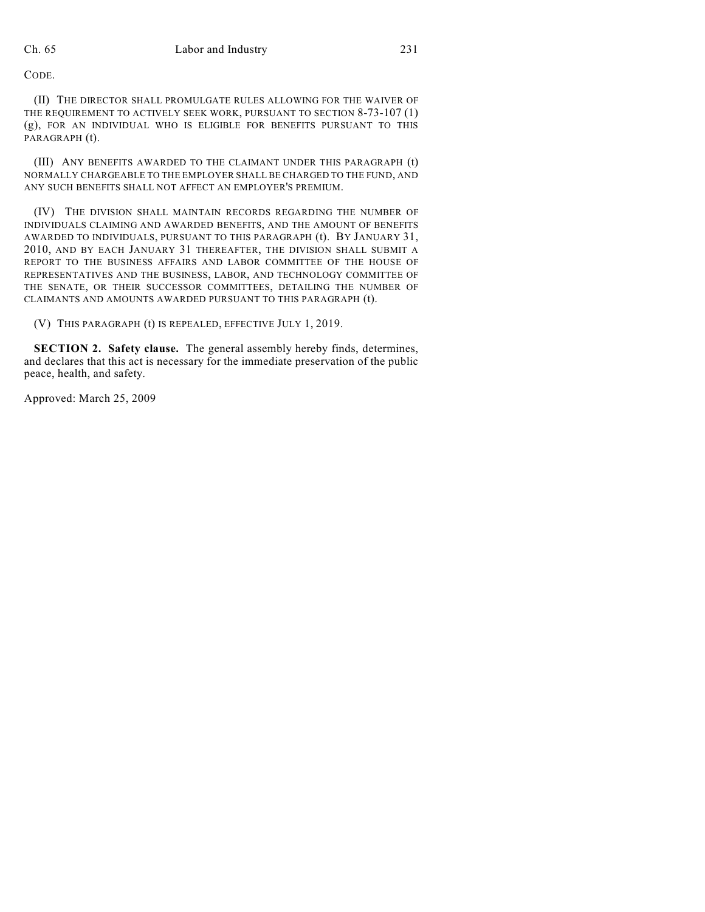CODE.

(II) THE DIRECTOR SHALL PROMULGATE RULES ALLOWING FOR THE WAIVER OF THE REQUIREMENT TO ACTIVELY SEEK WORK, PURSUANT TO SECTION 8-73-107 (1) (g), FOR AN INDIVIDUAL WHO IS ELIGIBLE FOR BENEFITS PURSUANT TO THIS PARAGRAPH (t).

(III) ANY BENEFITS AWARDED TO THE CLAIMANT UNDER THIS PARAGRAPH (t) NORMALLY CHARGEABLE TO THE EMPLOYER SHALL BE CHARGED TO THE FUND, AND ANY SUCH BENEFITS SHALL NOT AFFECT AN EMPLOYER'S PREMIUM.

(IV) THE DIVISION SHALL MAINTAIN RECORDS REGARDING THE NUMBER OF INDIVIDUALS CLAIMING AND AWARDED BENEFITS, AND THE AMOUNT OF BENEFITS AWARDED TO INDIVIDUALS, PURSUANT TO THIS PARAGRAPH (t). BY JANUARY 31, 2010, AND BY EACH JANUARY 31 THEREAFTER, THE DIVISION SHALL SUBMIT A REPORT TO THE BUSINESS AFFAIRS AND LABOR COMMITTEE OF THE HOUSE OF REPRESENTATIVES AND THE BUSINESS, LABOR, AND TECHNOLOGY COMMITTEE OF THE SENATE, OR THEIR SUCCESSOR COMMITTEES, DETAILING THE NUMBER OF CLAIMANTS AND AMOUNTS AWARDED PURSUANT TO THIS PARAGRAPH (t).

(V) THIS PARAGRAPH (t) IS REPEALED, EFFECTIVE JULY 1, 2019.

**SECTION 2. Safety clause.** The general assembly hereby finds, determines, and declares that this act is necessary for the immediate preservation of the public peace, health, and safety.

Approved: March 25, 2009